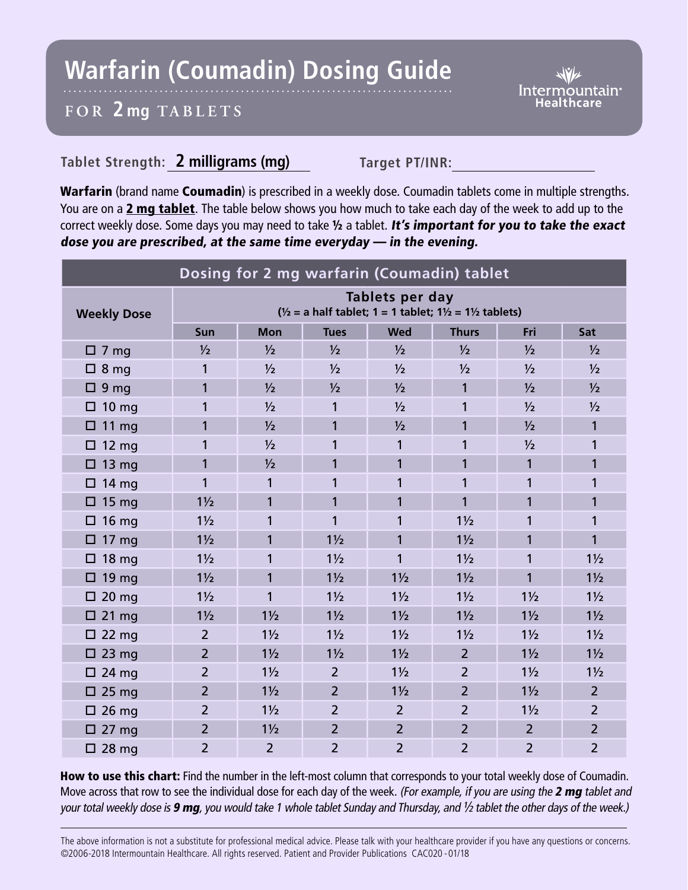# Warfarin (Coumadin) Dosing Guide

## FOR 2 mg TABLETS

**Tablet Strength:** 2 milligrams (mg) **Target PT/INR:** ____________

**Warfarin** (brand name **Coumadin**) is prescribed in a weekly dose. Coumadin tablets come in multiple strengths. You are on a **2 mg tablet**. The table below shows you how much to take each day of the week to add up to the correct weekly dose. Some days you may need to take **½** a tablet. ***It's important for you to take the exact dose you are prescribed, at the same time everyday — in the evening.***

| Dosing for 2 mg warfarin (Coumadin) tablet | | | | | | | |
|---|---|---|---|---|---|---|---|
| **Weekly Dose** | **Tablets per day** (½ = a half tablet; 1 = 1 tablet; 1½ = 1½ tablets) | | | | | | |
| | **Sun** | **Mon** | **Tues** | **Wed** | **Thurs** | **Fri** | **Sat** |
| ☐ 7 mg | ½ | ½ | ½ | ½ | ½ | ½ | ½ |
| ☐ 8 mg | 1 | ½ | ½ | ½ | ½ | ½ | ½ |
| ☐ 9 mg | 1 | ½ | ½ | ½ | 1 | ½ | ½ |
| ☐ 10 mg | 1 | ½ | 1 | ½ | 1 | ½ | ½ |
| ☐ 11 mg | 1 | ½ | 1 | ½ | 1 | ½ | 1 |
| ☐ 12 mg | 1 | ½ | 1 | 1 | 1 | ½ | 1 |
| ☐ 13 mg | 1 | ½ | 1 | 1 | 1 | 1 | 1 |
| ☐ 14 mg | 1 | 1 | 1 | 1 | 1 | 1 | 1 |
| ☐ 15 mg | 1½ | 1 | 1 | 1 | 1 | 1 | 1 |
| ☐ 16 mg | 1½ | 1 | 1 | 1 | 1½ | 1 | 1 |
| ☐ 17 mg | 1½ | 1 | 1½ | 1 | 1½ | 1 | 1 |
| ☐ 18 mg | 1½ | 1 | 1½ | 1 | 1½ | 1 | 1½ |
| ☐ 19 mg | 1½ | 1 | 1½ | 1½ | 1½ | 1 | 1½ |
| ☐ 20 mg | 1½ | 1 | 1½ | 1½ | 1½ | 1½ | 1½ |
| ☐ 21 mg | 1½ | 1½ | 1½ | 1½ | 1½ | 1½ | 1½ |
| ☐ 22 mg | 2 | 1½ | 1½ | 1½ | 1½ | 1½ | 1½ |
| ☐ 23 mg | 2 | 1½ | 1½ | 1½ | 2 | 1½ | 1½ |
| ☐ 24 mg | 2 | 1½ | 2 | 1½ | 2 | 1½ | 1½ |
| ☐ 25 mg | 2 | 1½ | 2 | 1½ | 2 | 1½ | 2 |
| ☐ 26 mg | 2 | 1½ | 2 | 2 | 2 | 1½ | 2 |
| ☐ 27 mg | 2 | 1½ | 2 | 2 | 2 | 2 | 2 |
| ☐ 28 mg | 2 | 2 | 2 | 2 | 2 | 2 | 2 |

**How to use this chart:** Find the number in the left-most column that corresponds to your total weekly dose of Coumadin. Move across that row to see the individual dose for each day of the week. *(For example, if you are using the **2 mg** tablet and your total weekly dose is **9 mg**, you would take 1 whole tablet Sunday and Thursday, and ½ tablet the other days of the week.)*

---

The above information is not a substitute for professional medical advice. Please talk with your healthcare provider if you have any questions or concerns. ©2006-2018 Intermountain Healthcare. All rights reserved. Patient and Provider Publications CAC020 - 01/18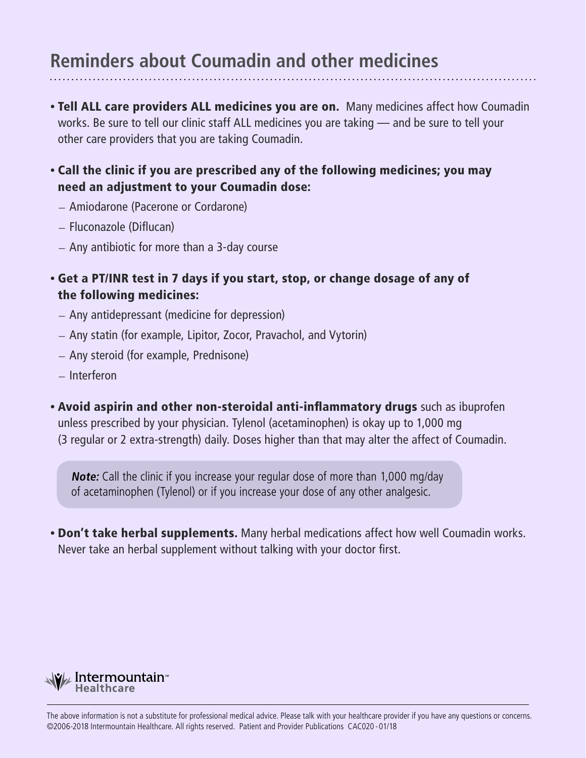## Reminders about Coumadin and other medicines

- **Tell ALL care providers ALL medicines you are on.** Many medicines affect how Coumadin works. Be sure to tell our clinic staff ALL medicines you are taking — and be sure to tell your other care providers that you are taking Coumadin.
- **Call the clinic if you are prescribed any of the following medicines; you may need an adjustment to your Coumadin dose:**
  - Amiodarone (Pacerone or Cordarone)
  - Fluconazole (Diflucan)
  - Any antibiotic for more than a 3-day course
- **Get a PT/INR test in 7 days if you start, stop, or change dosage of any of the following medicines:**
  - Any antidepressant (medicine for depression)
  - Any statin (for example, Lipitor, Zocor, Pravachol, and Vytorin)
  - Any steroid (for example, Prednisone)
  - Interferon
- **Avoid aspirin and other non-steroidal anti-inflammatory drugs** such as ibuprofen unless prescribed by your physician. Tylenol (acetaminophen) is okay up to 1,000 mg (3 regular or 2 extra-strength) daily. Doses higher than that may alter the affect of Coumadin.

> ***Note:*** Call the clinic if you increase your regular dose of more than 1,000 mg/day of acetaminophen (Tylenol) or if you increase your dose of any other analgesic.

- **Don't take herbal supplements.** Many herbal medications affect how well Coumadin works. Never take an herbal supplement without talking with your doctor first.

Intermountain Healthcare

The above information is not a substitute for professional medical advice. Please talk with your healthcare provider if you have any questions or concerns. ©2006-2018 Intermountain Healthcare. All rights reserved. Patient and Provider Publications CAC020 - 01/18